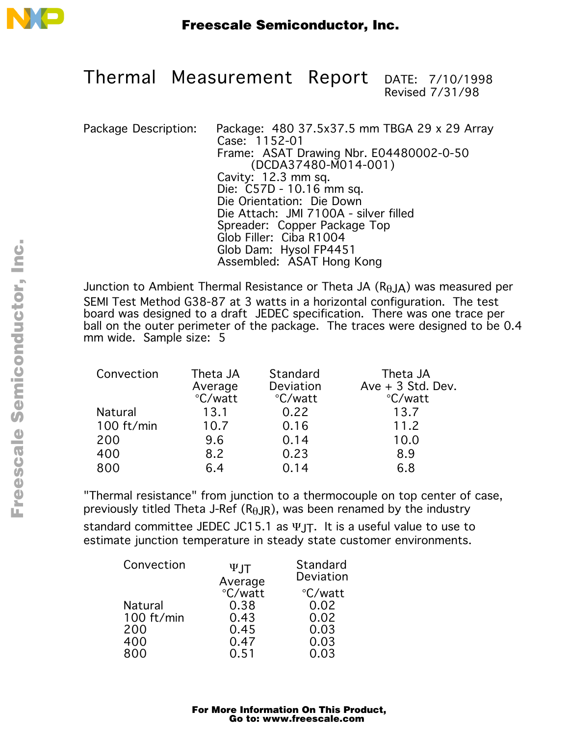# Thermal Measurement Report

DATE: 7/10/1998
Revised 7/31/98

**Package Description:**

Package: 480 37.5x37.5 mm TBGA 29 x 29 Array
Case: 1152-01
Frame: ASAT Drawing Nbr. E04480002-0-50
(DCDA37480-M014-001)
Cavity: 12.3 mm sq.
Die: C57D - 10.16 mm sq.
Die Orientation: Die Down
Die Attach: JMI 7100A - silver filled
Spreader: Copper Package Top
Glob Filler: Ciba R1004
Glob Dam: Hysol FP4451
Assembled: ASAT Hong Kong

Junction to Ambient Thermal Resistance or Theta JA ($R_{\theta JA}$) was measured per SEMI Test Method G38-87 at 3 watts in a horizontal configuration. The test board was designed to a draft JEDEC specification. There was one trace per ball on the outer perimeter of the package. The traces were designed to be 0.4 mm wide. Sample size: 5

| Convection | Theta JA Average °C/watt | Standard Deviation °C/watt | Theta JA Ave + 3 Std. Dev. °C/watt |
|---|---|---|---|
| Natural | 13.1 | 0.22 | 13.7 |
| 100 ft/min | 10.7 | 0.16 | 11.2 |
| 200 | 9.6 | 0.14 | 10.0 |
| 400 | 8.2 | 0.23 | 8.9 |
| 800 | 6.4 | 0.14 | 6.8 |

"Thermal resistance" from junction to a thermocouple on top center of case, previously titled Theta J-Ref ($R_{\theta JR}$), was been renamed by the industry standard committee JEDEC JC15.1 as $\Psi_{JT}$. It is a useful value to use to estimate junction temperature in steady state customer environments.

| Convection | $\Psi_{JT}$ Average °C/watt | Standard Deviation °C/watt |
|---|---|---|
| Natural | 0.38 | 0.02 |
| 100 ft/min | 0.43 | 0.02 |
| 200 | 0.45 | 0.03 |
| 400 | 0.47 | 0.03 |
| 800 | 0.51 | 0.03 |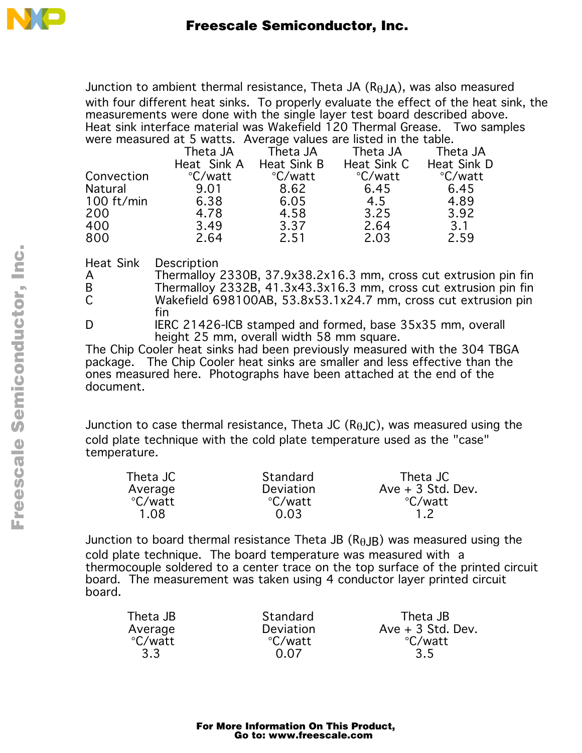Junction to ambient thermal resistance, Theta JA ($R_{\theta JA}$), was also measured with four different heat sinks. To properly evaluate the effect of the heat sink, the measurements were done with the single layer test board described above. Heat sink interface material was Wakefield 120 Thermal Grease. Two samples were measured at 5 watts. Average values are listed in the table.

| Convection | Theta JA Heat Sink A °C/watt | Theta JA Heat Sink B °C/watt | Theta JA Heat Sink C °C/watt | Theta JA Heat Sink D °C/watt |
|---|---|---|---|---|
| Natural | 9.01 | 8.62 | 6.45 | 6.45 |
| 100 ft/min | 6.38 | 6.05 | 4.5 | 4.89 |
| 200 | 4.78 | 4.58 | 3.25 | 3.92 |
| 400 | 3.49 | 3.37 | 2.64 | 3.1 |
| 800 | 2.64 | 2.51 | 2.03 | 2.59 |

| Heat Sink | Description |
|---|---|
| A | Thermalloy 2330B, 37.9x38.2x16.3 mm, cross cut extrusion pin fin |
| B | Thermalloy 2332B, 41.3x43.3x16.3 mm, cross cut extrusion pin fin |
| C | Wakefield 698100AB, 53.8x53.1x24.7 mm, cross cut extrusion pin fin |
| D | IERC 21426-ICB stamped and formed, base 35x35 mm, overall height 25 mm, overall width 58 mm square. |

The Chip Cooler heat sinks had been previously measured with the 304 TBGA package. The Chip Cooler heat sinks are smaller and less effective than the ones measured here. Photographs have been attached at the end of the document.

Junction to case thermal resistance, Theta JC ($R_{\theta JC}$), was measured using the cold plate technique with the cold plate temperature used as the "case" temperature.

| Theta JC Average °C/watt | Standard Deviation °C/watt | Theta JC Ave + 3 Std. Dev. °C/watt |
|---|---|---|
| 1.08 | 0.03 | 1.2 |

Junction to board thermal resistance Theta JB ($R_{\theta JB}$) was measured using the cold plate technique. The board temperature was measured with a thermocouple soldered to a center trace on the top surface of the printed circuit board. The measurement was taken using 4 conductor layer printed circuit board.

| Theta JB Average °C/watt | Standard Deviation °C/watt | Theta JB Ave + 3 Std. Dev. °C/watt |
|---|---|---|
| 3.3 | 0.07 | 3.5 |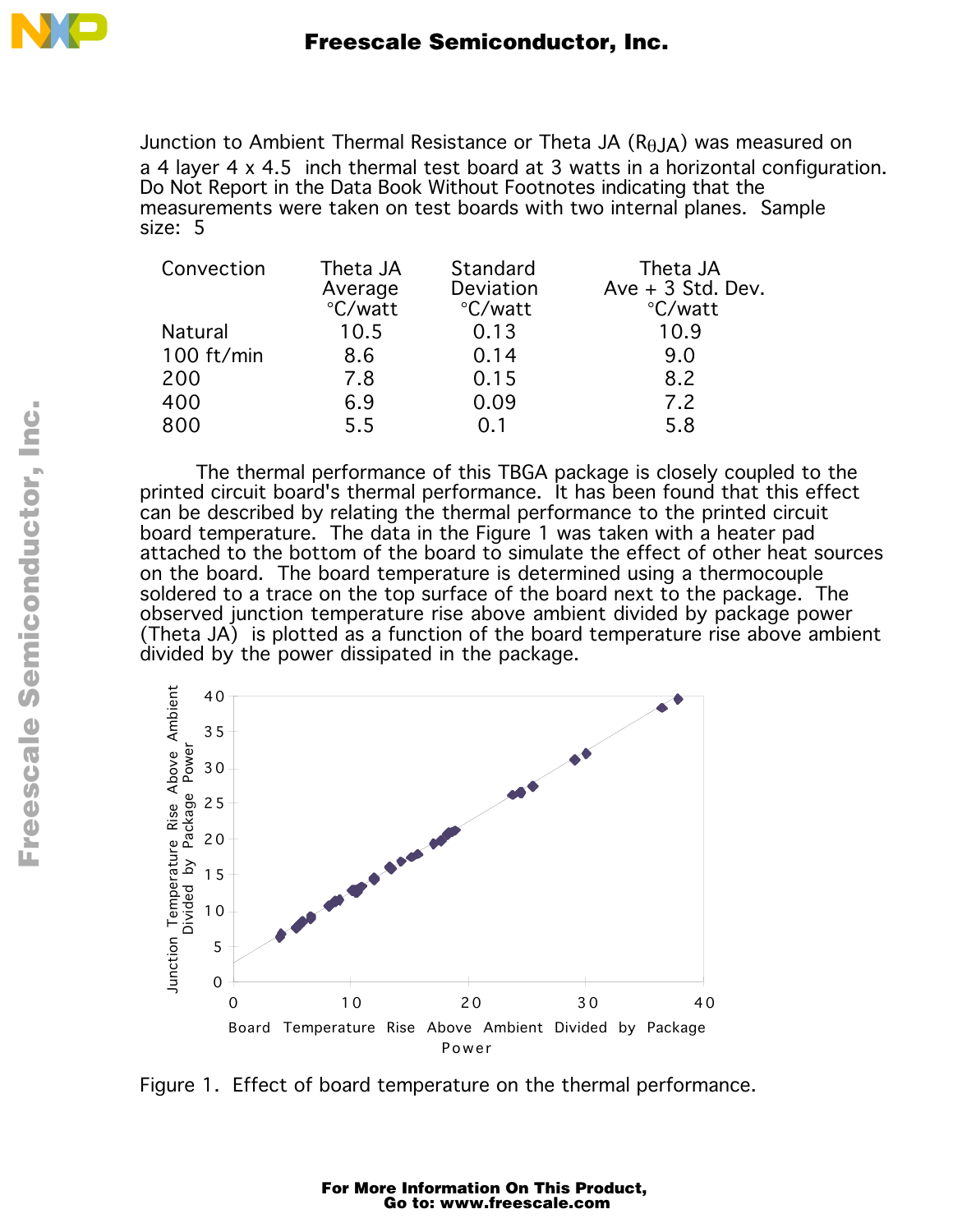Junction to Ambient Thermal Resistance or Theta JA ($R_{\theta JA}$) was measured on a 4 layer 4 x 4.5 inch thermal test board at 3 watts in a horizontal configuration. Do Not Report in the Data Book Without Footnotes indicating that the measurements were taken on test boards with two internal planes. Sample size: 5

| Convection | Theta JA Average °C/watt | Standard Deviation °C/watt | Theta JA Ave + 3 Std. Dev. °C/watt |
|---|---|---|---|
| Natural | 10.5 | 0.13 | 10.9 |
| 100 ft/min | 8.6 | 0.14 | 9.0 |
| 200 | 7.8 | 0.15 | 8.2 |
| 400 | 6.9 | 0.09 | 7.2 |
| 800 | 5.5 | 0.1 | 5.8 |

The thermal performance of this TBGA package is closely coupled to the printed circuit board's thermal performance. It has been found that this effect can be described by relating the thermal performance to the printed circuit board temperature. The data in the Figure 1 was taken with a heater pad attached to the bottom of the board to simulate the effect of other heat sources on the board. The board temperature is determined using a thermocouple soldered to a trace on the top surface of the board next to the package. The observed junction temperature rise above ambient divided by package power (Theta JA) is plotted as a function of the board temperature rise above ambient divided by the power dissipated in the package.

Figure 1. Effect of board temperature on the thermal performance.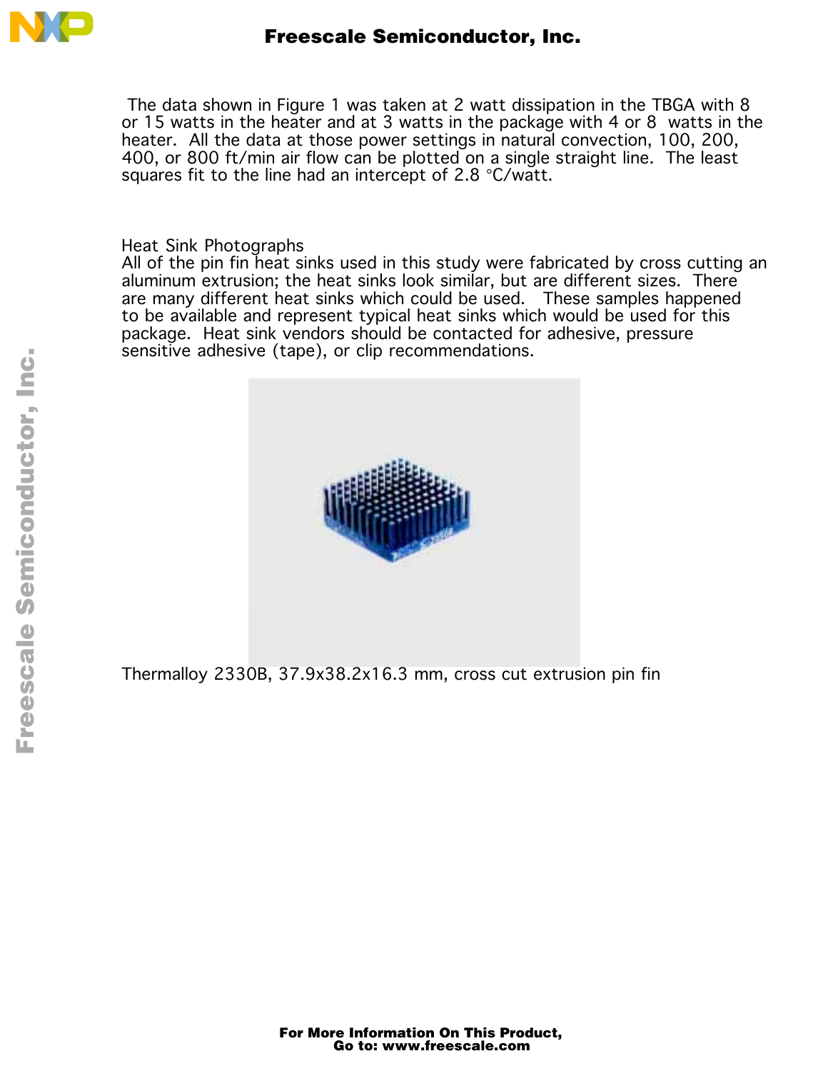The data shown in Figure 1 was taken at 2 watt dissipation in the TBGA with 8 or 15 watts in the heater and at 3 watts in the package with 4 or 8 watts in the heater. All the data at those power settings in natural convection, 100, 200, 400, or 800 ft/min air flow can be plotted on a single straight line. The least squares fit to the line had an intercept of 2.8 °C/watt.

## Heat Sink Photographs

All of the pin fin heat sinks used in this study were fabricated by cross cutting an aluminum extrusion; the heat sinks look similar, but are different sizes. There are many different heat sinks which could be used. These samples happened to be available and represent typical heat sinks which would be used for this package. Heat sink vendors should be contacted for adhesive, pressure sensitive adhesive (tape), or clip recommendations.

Thermalloy 2330B, 37.9x38.2x16.3 mm, cross cut extrusion pin fin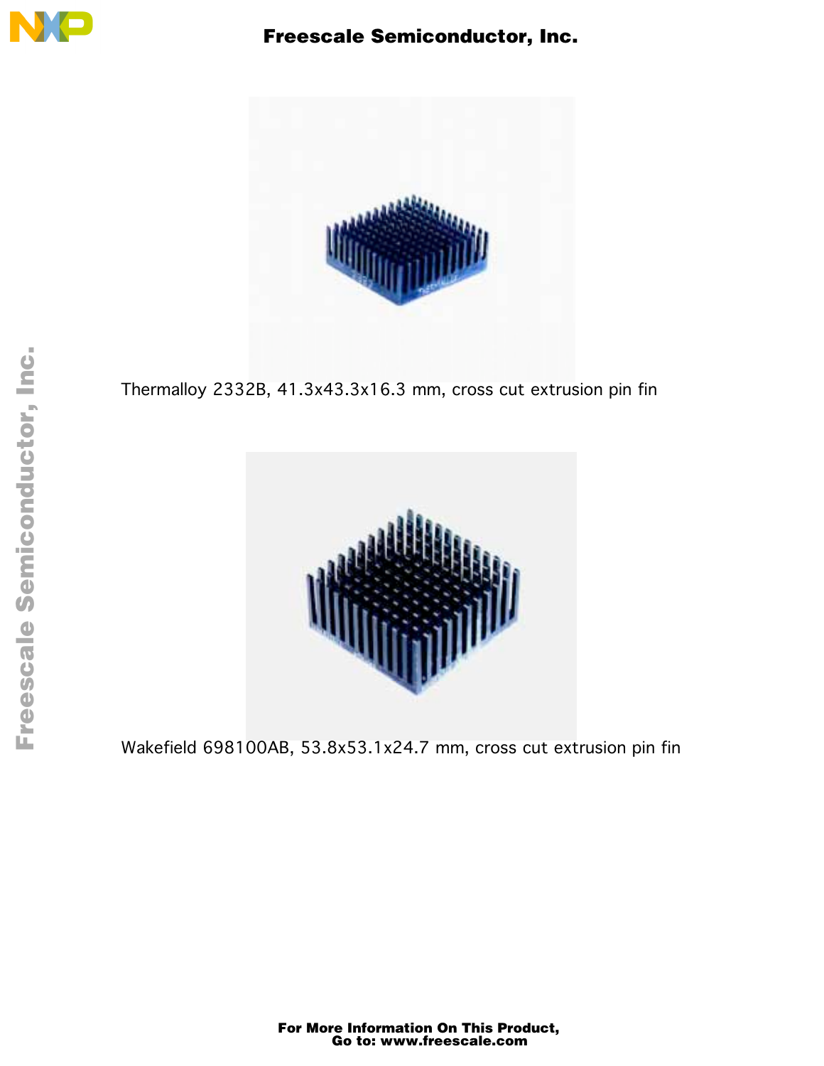Thermalloy 2332B, 41.3x43.3x16.3 mm, cross cut extrusion pin fin

Wakefield 698100AB, 53.8x53.1x24.7 mm, cross cut extrusion pin fin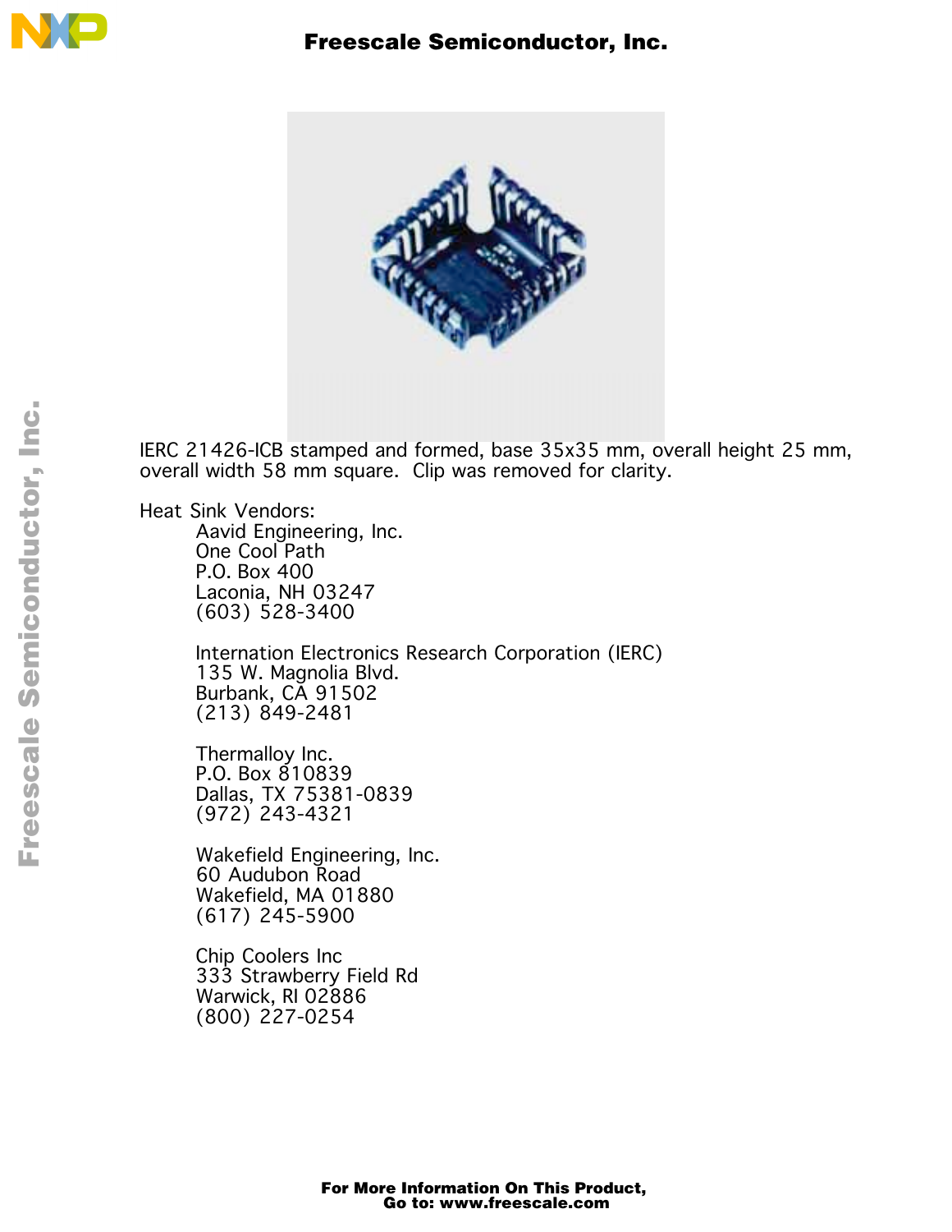IERC 21426-ICB stamped and formed, base 35x35 mm, overall height 25 mm, overall width 58 mm square. Clip was removed for clarity.

Heat Sink Vendors:

Aavid Engineering, Inc.
One Cool Path
P.O. Box 400
Laconia, NH 03247
(603) 528-3400

International Electronics Research Corporation (IERC)
135 W. Magnolia Blvd.
Burbank, CA 91502
(213) 849-2481

Thermalloy Inc.
P.O. Box 810839
Dallas, TX 75381-0839
(972) 243-4321

Wakefield Engineering, Inc.
60 Audubon Road
Wakefield, MA 01880
(617) 245-5900

Chip Coolers Inc
333 Strawberry Field Rd
Warwick, RI 02886
(800) 227-0254